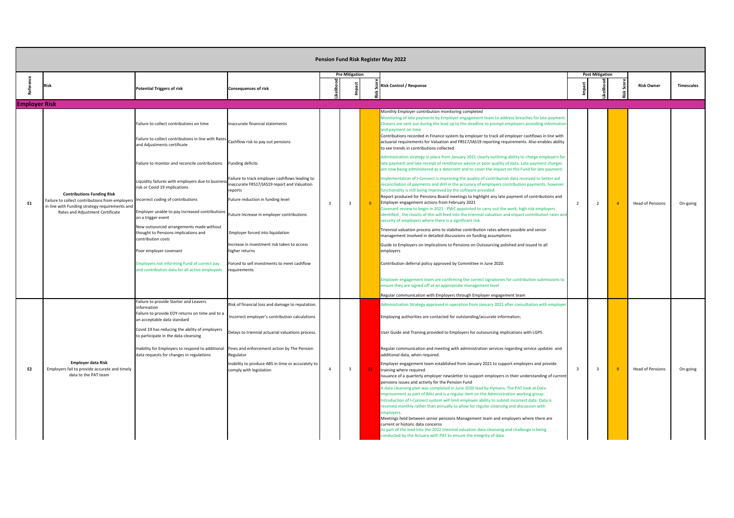# Pension Fund Risk Register May 2022

| Reference | Risk | Potential Triggers of risk | Consequences of risk | Pre Mitigation Likelihood | Pre Mitigation Impact | Pre Mitigation Risk Score | Risk Control / Response | Post Mitigation Impact | Post Mitigation Likelihood | Post Mitigation Risk Score | Risk Owner | Timescales |
|---|---|---|---|---|---|---|---|---|---|---|---|---|
| **Employer Risk** | | | | | | | | | | | | |
| E1 | **Contributions Funding Risk**<br>Failure to collect contributions from employers in line with Funding strategy requirements and Rates and Adjustment Certificate | Failure to collect contributions on time<br><br>Failure to collect contributions in line with Rates and Adjustments certificate<br><br>Failure to monitor and reconcile contributions<br><br>Liquidity failures with employers due to business risk or Covid 19 implications<br><br>Incorrect coding of contributions<br><br>Employer unable to pay increased contributions on a trigger event<br><br>New outsourced arrangements made without thought to Pensions implications and contribution costs<br><br>Poor employer covenant<br><br>Employers not informing Fund of correct pay and contribution data for all active employees | Inaccurate financial statements<br><br>Cashflow risk to pay out pensions<br><br>Funding deficits<br><br>Failure to track employer cashflows leading to inaccurate FRS17/IAS19 report and Valuation reports<br><br>Future reduction in funding level<br><br>Future Increase in employer contributions<br><br>Employer forced into liquidation<br><br>Increase in investment risk taken to access higher returns<br><br>Forced to sell investments to meet cashflow requirements | 3 | 3 | 9 | Monthly Employer contribution monitoring completed<br>Monitoring of late payments by Employer engagement team to address breaches for late payment. Chasers are sent out during the lead up to the deadline to prompt employers providing information and payment on time<br>Contributions recorded in Finance system by employer to track all employer cashflows in line with actuarial requirements for Valuation and FRS17/IAS19 reporting requirements. Also enables ability to see trends in contributions collected.<br><br>Administration strategy in place from January 2021 clearly outlining ability to charge employers for late payment and late receipt of remittance advice or poor quality of data. Late payment charges are now being administered as a deterrent and to cover the impact on the Fund for late payment.<br><br>Implementation of I-Connect is improving the quality of contribution data received to better aid reconciliation of payments and drill in the accuracy of employers contribution payments, however functionality is still being improved by the software provided.<br>Report produced for Pensions Board meetings to highlight any late payment of contributions and Employer engagement actions from February 2021<br>Covenant review to begin in 2021 - PWC appointed to carry out the work, high risk employers identified , the results of this will feed into the triennial valuation and impact contribution rates and security of employers where there is a significant risk.<br><br>Triennial valuation process aims to stabilise contribution rates where possible and senior management involved in detailed discussions on funding assumptions<br><br>Guide to Employers on implications to Pensions on Outsourcing polished and issued to all employers<br><br>Contribution deferral policy approved by Committee in June 2020.<br><br>Employer engagement team are confirming the correct signatories for contribution submissions to ensure they are signed off at an appropriate management level<br><br>Regular communication with Employers through Employer engagement team | 2 | 2 | 4 | Head of Pensions | On-going |
| E2 | **Employer data Risk**<br>Employers fail to provide accurate and timely data to the PAT team | Failure to provide Starter and Leavers information<br>Failure to provide EOY returns on time and to a an acceptable data standard<br><br>Covid 19 has reducing the ability of employers to participate in the data cleansing<br><br>Inability for Employers to respond to additional data requests for changes in regulations | Risk of financial loss and damage to reputation.<br><br>Incorrect employer's contribution calculations<br><br>Delays to triennial actuarial valuations process.<br><br>Fines and enforcement action by The Pension Regulator<br>Inability to produce ABS in time or accurately to comply with legislation | 4 | 3 | 12 | Administration Strategy approved in operation from January 2021 after consultation with employer<br><br>Employing authorities are contacted for outstanding/accurate information;<br><br>User Guide and Training provided to Employers for outsourcing implications with LGPS<br><br>Regular communication and meeting with administration services regarding service updates and additional data, when required.<br><br>Employer engagement team established from January 2021 to support employers and provide training where required<br>Issuance of a quarterly employer newsletter to support employers in their understanding of current pensions issues and activity for the Pension Fund<br>A data cleansing plan was completed in June 2020 lead by Hymans. The PAT look at Data Improvement as part of BAU and is a regular item on the Administration working group.<br>Introduction of I-Connect system will limit employer ability to submit incorrect data. Data is received monthly rather than annually to allow for regular cleansing and discussion with employers.<br>Meetings held between senior pensions Management team and employers where there are current or historic data concerns<br>As part of the lead into the 2022 triennial valuation data cleansing and challenge is being conducted by the Actuary with PAT to ensure the integrity of data | 3 | 3 | 9 | Head of Pensions | On-going |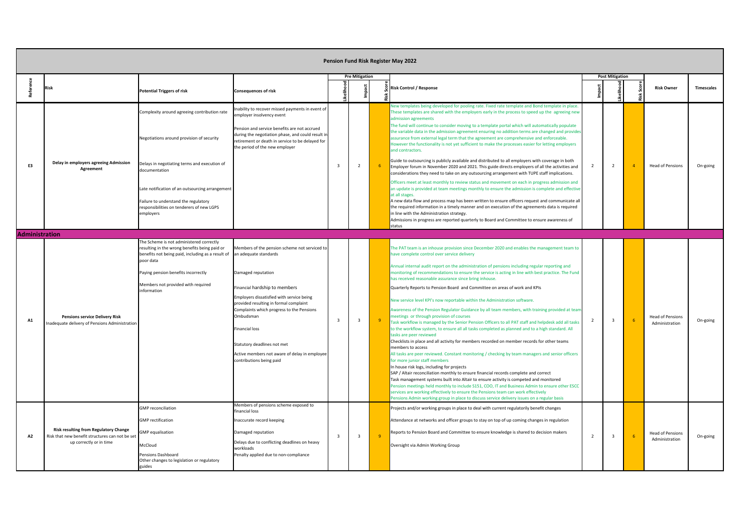# Pension Fund Risk Register May 2022

| Reference | Risk | Potential Triggers of risk | Consequences of risk | Pre Mitigation | | | Risk Control / Response | Post Mitigation | | | Risk Owner | Timescales |
|---|---|---|---|---|---|---|---|---|---|---|---|---|
| | | | | Likelihood | Impact | Risk Score | | Impact | Likelihood | Risk Score | | |
| E3 | **Delay in employers agreeing Admission Agreement** | Complexity around agreeing contribution rate<br><br>Negotiations around provision of security<br><br>Delays in negotiating terms and execution of documentation<br><br>Late notification of an outsourcing arrangement<br><br>Failure to understand the regulatory responsibilities on tenderers of new LGPS employers | Inability to recover missed payments in event of employer insolvency event<br><br>Pension and service benefits are not accrued during the negotiation phase, and could result in retirement or death in service to be delayed for the period of the new employer | 3 | 2 | 6 | New templates being developed for pooling rate. Fixed rate template and Bond template in place. These templates are shared with the employers early in the process to speed up the agreeing new admission agreements<br>The fund will continue to consider moving to a template portal which will automatically populate the variable data in the admission agreement ensuring no addition terms are changed and provides assurance from external legal term that the agreement are comprehensive and enforceable. However the functionality is not yet sufficient to make the processes easier for letting employers and contractors.<br><br>Guide to outsourcing is publicly available and distributed to all employers with coverage in both Employer forum in November 2020 and 2021. This guide directs employers of all the activities and considerations they need to take on any outsourcing arrangement with TUPE staff implications.<br><br>Officers meet at least monthly to review status and movement on each in progress admission and an update is provided at team meetings monthly to ensure the admission is complete and effective at all stages.<br>A new data flow and process map has been written to ensure officers request and communicate all the required information in a timely manner and on execution of the agreements data is required in line with the Administration strategy.<br>Admissions in progress are reported quarterly to Board and Committee to ensure awareness of status | 2 | 2 | 4 | Head of Pensions | On-going |
| **Administration** | | | | | | | | | | | | |
| A1 | **Pensions service Delivery Risk**<br>Inadequate delivery of Pensions Administration | The Scheme is not administered correctly resulting in the wrong benefits being paid or benefits not being paid, including as a result of poor data<br><br>Paying pension benefits incorrectly<br><br>Members not provided with required information | Members of the pension scheme not serviced to an adequate standards<br><br>Damaged reputation<br><br>Financial hardship to members<br><br>Employers dissatisfied with service being provided resulting in formal complaint<br>Complaints which progress to the Pensions Ombudsman<br><br>Financial loss<br><br>Statutory deadlines not met<br><br>Active members not aware of delay in employee contributions being paid | 3 | 3 | 9 | The PAT team is an inhouse provision since December 2020 and enables the management team to have complete control over service delivery<br><br>Annual internal audit report on the administration of pensions including regular reporting and monitoring of recommendations to ensure the service is acting in line with best practice. The Fund has received reasonable assurance since bring inhouse.<br><br>Quarterly Reports to Pension Board and Committee on areas of work and KPIs<br><br>New service level KPI's now reportable within the Administration software.<br><br>Awareness of the Pension Regulator Guidance by all team members, with training provided at team meetings or through provision of courses<br>Task workflow is managed by the Senior Pension Officers to all PAT staff and helpdesk add all tasks to the workflow system, to ensure all all tasks completed as planned and to a high standard. All tasks are peer reviewed<br>Checklists in place and all activity for members recorded on member records for other teams members to access<br>All tasks are peer reviewed. Constant monitoring / checking by team managers and senior officers for more junior staff members<br>In house risk logs, including for projects<br>SAP / Altair reconciliation monthly to ensure financial records complete and correct<br>Task management systems built into Altair to ensure activity is competed and monitored<br>Pension meetings held monthly to include S151, COO, IT and Business Admin to ensure other ESCC services are working effectively to ensure the Pensions team can work effectively<br>Pensions Admin working group in place to discuss service delivery issues on a regular basis | 2 | 3 | 6 | Head of Pensions Administration | On-going |
| A2 | **Risk resulting from Regulatory Change**<br>Risk that new benefit structures can not be set up correctly or in time | GMP reconciliation<br><br>GMP rectification<br><br>GMP equalisation<br><br>McCloud<br><br>Pensions Dashboard<br>Other changes to legislation or regulatory guides | Members of pensions scheme exposed to financial loss<br><br>Inaccurate record keeping<br><br>Damaged reputation<br><br>Delays due to conflicting deadlines on heavy workloads<br>Penalty applied due to non-compliance | 3 | 3 | 9 | Projects and/or working groups in place to deal with current regulatorily benefit changes<br><br>Attendance at networks and officer groups to stay on top of up coming changes in regulation<br><br>Reports to Pension Board and Committee to ensure knowledge is shared to decision makers<br><br>Oversight via Admin Working Group | 2 | 3 | 6 | Head of Pensions Administration | On-going |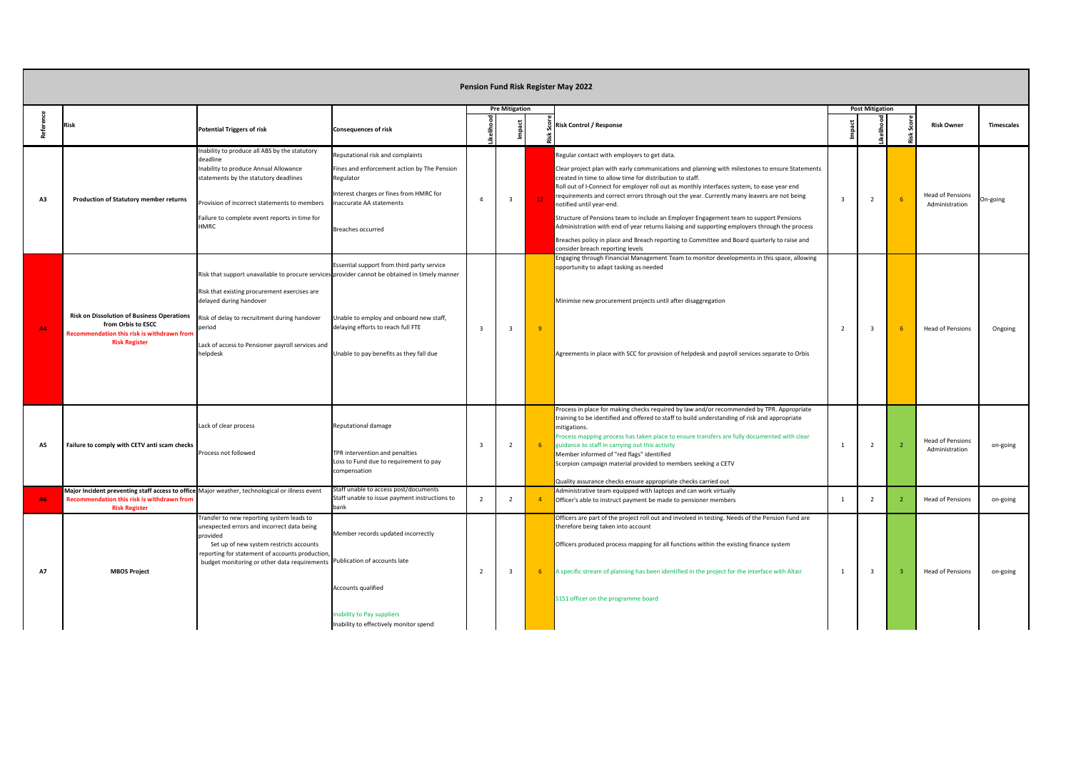# Pension Fund Risk Register May 2022

| Reference | Risk | Potential Triggers of risk | Consequences of risk | Pre Mitigation | | | Risk Control / Response | Post Mitigation | | | Risk Owner | Timescales |
|---|---|---|---|---|---|---|---|---|---|---|---|---|
| | | | | Likelihood | Impact | Risk Score | | Impact | Likelihood | Risk Score | | |
| A3 | Production of Statutory member returns | Inability to produce all ABS by the statutory deadline<br>Inability to produce Annual Allowance statements by the statutory deadlines<br>Provision of incorrect statements to members<br>Failure to complete event reports in time for HMRC | Reputational risk and complaints<br>Fines and enforcement action by The Pension Regulator<br>Interest charges or fines from HMRC for inaccurate AA statements<br>Breaches occurred | 4 | 3 | 12 | Regular contact with employers to get data.<br>Clear project plan with early communications and planning with milestones to ensure Statements created in time to allow time for distribution to staff.<br>Roll out of I-Connect for employer roll out as monthly interfaces system, to ease year end requirements and correct errors through out the year. Currently many leavers are not being notified until year-end.<br>Structure of Pensions team to include an Employer Engagement team to support Pensions Administration with end of year returns liaising and supporting employers through the process<br>Breaches policy in place and Breach reporting to Committee and Board quarterly to raise and consider breach reporting levels | 3 | 2 | 6 | Head of Pensions Administration | On-going |
| A4 | **Risk on Dissolution of Business Operations from Orbis to ESCC**<br>**Recommendation this risk is withdrawn from Risk Register** | Risk that support unavailable to procure services<br>Risk that existing procurement exercises are delayed during handover<br>Risk of delay to recruitment during handover period<br>Lack of access to Pensioner payroll services and helpdesk | Essential support from third party service provider cannot be obtained in timely manner<br>Unable to employ and onboard new staff, delaying efforts to reach full FTE<br>Unable to pay benefits as they fall due | 3 | 3 | 9 | Engaging through Financial Management Team to monitor developments in this space, allowing opportunity to adapt tasking as needed<br>Minimise new procurement projects until after disaggregation<br>Agreements in place with SCC for provision of helpdesk and payroll services separate to Orbis | 2 | 3 | 6 | Head of Pensions | Ongoing |
| A5 | Failure to comply with CETV anti scam checks | Lack of clear process<br>Process not followed | Reputational damage<br>TPR intervention and penalties<br>Loss to Fund due to requirement to pay compensation | 3 | 2 | 6 | Process in place for making checks required by law and/or recommended by TPR. Appropriate training to be identified and offered to staff to build understanding of risk and appropriate mitigations.<br>Process mapping process has taken place to ensure transfers are fully documented with clear guidance to staff in carrying out this activity<br>Member informed of "red flags" identified<br>Scorpion campaign material provided to members seeking a CETV<br>Quality assurance checks ensure appropriate checks carried out | 1 | 2 | 2 | Head of Pensions Administration | on-going |
| A6 | **Major Incident preventing staff access to office**<br>**Recommendation this risk is withdrawn from Risk Register** | Major weather, technological or illness event | Staff unable to access post/documents<br>Staff unable to issue payment instructions to bank | 2 | 2 | 4 | Administrative team equipped with laptops and can work virtually<br>Officer's able to instruct payment be made to pensioner members | 1 | 2 | 2 | Head of Pensions | on-going |
| A7 | **MBOS Project** | Transfer to new reporting system leads to unexpected errors and incorrect data being provided<br>Set up of new system restricts accounts reporting for statement of accounts production, budget monitoring or other data requirements | Member records updated incorrectly<br>Publication of accounts late<br>Accounts qualified<br>Inability to Pay suppliers<br>Inability to effectively monitor spend | 2 | 3 | 6 | Officers are part of the project roll out and involved in testing. Needs of the Pension Fund are therefore being taken into account<br>Officers produced process mapping for all functions within the existing finance system<br>A specific stream of planning has been identified in the project for the interface with Altair<br>S151 officer on the programme board | 1 | 3 | 3 | Head of Pensions | on-going |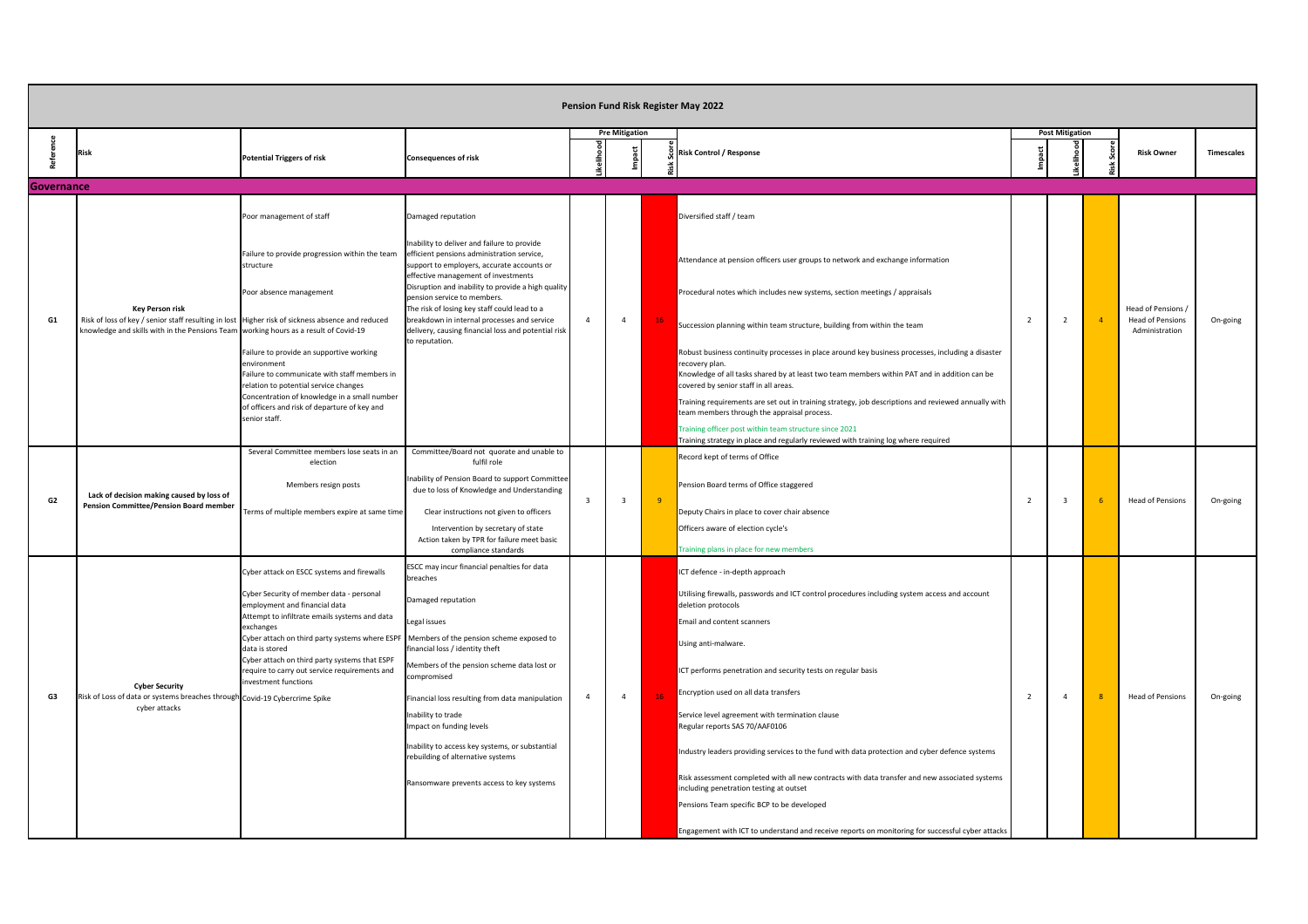# Pension Fund Risk Register May 2022

| Reference | Risk | Potential Triggers of risk | Consequences of risk | Pre Mitigation Likelihood | Pre Mitigation Impact | Pre Mitigation Risk Score | Risk Control / Response | Post Mitigation Impact | Post Mitigation Likelihood | Post Mitigation Risk Score | Risk Owner | Timescales |
|---|---|---|---|---|---|---|---|---|---|---|---|---|
| **Governance** | | | | | | | | | | | | |
| G1 | **Key Person risk** Risk of loss of key / senior staff resulting in lost knowledge and skills with in the Pensions Team | Poor management of staff<br>Failure to provide progression within the team structure<br>Poor absence management<br>Higher risk of sickness absence and reduced working hours as a result of Covid-19<br>Failure to provide an supportive working environment<br>Failure to communicate with staff members in relation to potential service changes<br>Concentration of knowledge in a small number of officers and risk of departure of key and senior staff. | Damaged reputation<br>Inability to deliver and failure to provide efficient pensions administration service, support to employers, accurate accounts or effective management of investments<br>Disruption and inability to provide a high quality pension service to members.<br>The risk of losing key staff could lead to a breakdown in internal processes and service delivery, causing financial loss and potential risk to reputation. | 4 | 4 | 16 | Diversified staff / team<br>Attendance at pension officers user groups to network and exchange information<br>Procedural notes which includes new systems, section meetings / appraisals<br>Succession planning within team structure, building from within the team<br>Robust business continuity processes in place around key business processes, including a disaster recovery plan.<br>Knowledge of all tasks shared by at least two team members within PAT and in addition can be covered by senior staff in all areas.<br>Training requirements are set out in training strategy, job descriptions and reviewed annually with team members through the appraisal process.<br>Training officer post within team structure since 2021<br>Training strategy in place and regularly reviewed with training log where required | 2 | 2 | 4 | Head of Pensions / Head of Pensions Administration | On-going |
| G2 | **Lack of decision making caused by loss of Pension Committee/Pension Board member** | Several Committee members lose seats in an election<br>Members resign posts<br>Terms of multiple members expire at same time | Committee/Board not quorate and unable to fulfil role<br>Inability of Pension Board to support Committee due to loss of Knowledge and Understanding<br>Clear instructions not given to officers<br>Intervention by secretary of state<br>Action taken by TPR for failure meet basic compliance standards | 3 | 3 | 9 | Record kept of terms of Office<br>Pension Board terms of Office staggered<br>Deputy Chairs in place to cover chair absence<br>Officers aware of election cycle's<br>Training plans in place for new members | 2 | 3 | 6 | Head of Pensions | On-going |
| G3 | **Cyber Security** Risk of Loss of data or systems breaches through cyber attacks | Cyber attack on ESCC systems and firewalls<br>Cyber Security of member data - personal employment and financial data<br>Attempt to infiltrate emails systems and data exchanges<br>Cyber attach on third party systems where ESPF data is stored<br>Cyber attach on third party systems that ESPF require to carry out service requirements and investment functions<br>Covid-19 Cybercrime Spike | ESCC may incur financial penalties for data breaches<br>Damaged reputation<br>Legal issues<br>Members of the pension scheme exposed to financial loss / identity theft<br>Members of the pension scheme data lost or compromised<br>Financial loss resulting from data manipulation<br>Inability to trade<br>Impact on funding levels<br>Inability to access key systems, or substantial rebuilding of alternative systems<br>Ransomware prevents access to key systems | 4 | 4 | 16 | ICT defence - in-depth approach<br>Utilising firewalls, passwords and ICT control procedures including system access and account deletion protocols<br>Email and content scanners<br>Using anti-malware.<br>ICT performs penetration and security tests on regular basis<br>Encryption used on all data transfers<br>Service level agreement with termination clause<br>Regular reports SAS 70/AAF0106<br>Industry leaders providing services to the fund with data protection and cyber defence systems<br>Risk assessment completed with all new contracts with data transfer and new associated systems including penetration testing at outset<br>Pensions Team specific BCP to be developed<br>Engagement with ICT to understand and receive reports on monitoring for successful cyber attacks | 2 | 4 | 8 | Head of Pensions | On-going |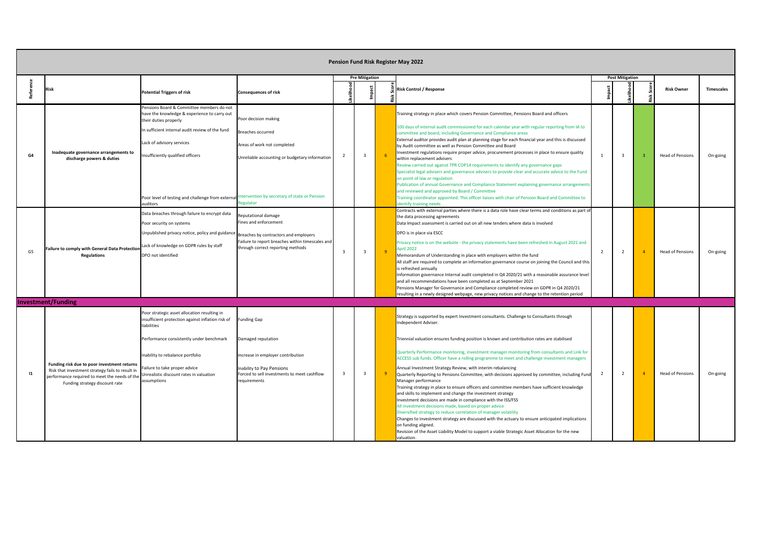# Pension Fund Risk Register May 2022

| Reference | Risk | Potential Triggers of risk | Consequences of risk | Pre Mitigation Likelihood | Pre Mitigation Impact | Pre Mitigation Risk Score | Risk Control / Response | Post Mitigation Impact | Post Mitigation Likelihood | Post Mitigation Risk Score | Risk Owner | Timescales |
|---|---|---|---|---|---|---|---|---|---|---|---|---|
| **G4** | **Inadequate governance arrangements to discharge powers & duties** | Pensions Board & Committee members do not have the knowledge & experience to carry out their duties properly<br>In sufficient internal audit review of the fund<br>Lack of advisory services<br>Insufficiently qualified officers<br>Poor level of testing and challenge from external auditors | Poor decision making<br>Breaches occurred<br>Areas of work not completed<br>Unreliable accounting or budgetary information<br>Intervention by secretary of state or Pension Regulator | 2 | 3 | 6 | Training strategy in place which covers Pension Committee, Pensions Board and officers<br>100 days of internal audit commissioned for each calendar year with regular reporting from IA to committee and board, including Governance and Compliance areas<br>External auditor provides audit plan at planning stage for each financial year and this is discussed by Audit committee as well as Pension Committee and Board<br>Investment regulations require proper advice, procurement processes in place to ensure quality within replacement advisers<br>Review carried out against TPR COP14 requirements to identify any governance gaps<br>Specialist legal advisers and governance advisers to provide clear and accurate advice to the Fund on point of law or regulation<br>Publication of annual Governance and Compliance Statement explaining governance arrangements and reviewed and approved by Board / Committee<br>Training coordinator appointed. This officer liaises with chair of Pension Board and Committee to identify training needs | 1 | 3 | 3 | Head of Pensions | On-going |
| G5 | **Failure to comply with General Data Protection Regulations** | Data breaches through failure to encrypt data<br>Poor security on systems<br>Unpublished privacy notice, policy and guidance<br>Lack of knowledge on GDPR rules by staff<br>DPO not identified | Reputational damage<br>Fines and enforcement<br>Breaches by contractors and employers<br>Failure to report breaches within timescales and through correct reporting methods | 3 | 3 | 9 | Contracts with external parties where there is a data role have clear terms and conditions as part of the data processing agreements<br>Data Impact assessment is carried out on all new tenders where data is involved<br>DPO is in place via ESCC<br>Privacy notice is on the website - the privacy statements have been refreshed in August 2021 and April 2022<br>Memorandum of Understanding in place with employers within the fund<br>All staff are required to complete an information governance course on joining the Council and this is refreshed annually<br>Information governance Internal audit completed in Q4 2020/21 with a reasonable assurance level and all recommendations have been completed as at September 2021<br>Pensions Manager for Governance and Compliance completed review on GDPR in Q4 2020/21 resulting in a newly designed webpage, new privacy notices and change to the retention period | 2 | 2 | 4 | Head of Pensions | On-going |
| **Investment/Funding** | | | | | | | | | | | | |
| I1 | **Funding risk due to poor investment returns**<br>Risk that investment strategy fails to result in performance required to meet the needs of the Funding strategy discount rate | Poor strategic asset allocation resulting in insufficient protection against inflation risk of liabilities<br>Performance consistently under benchmark<br>Inability to rebalance portfolio<br>Failure to take proper advice<br>Unrealistic discount rates in valuation assumptions | Funding Gap<br>Damaged reputation<br>Increase in employer contribution<br>Inability to Pay Pensions<br>Forced to sell investments to meet cashflow requirements | 3 | 3 | 9 | Strategy is supported by expert Investment consultants. Challenge to Consultants through Independent Adviser.<br>Triennial valuation ensures funding position is known and contribution rates are stabilised<br>Quarterly Performance monitoring, investment manager monitoring from consultants and Link for ACCESS sub funds. Officer have a rolling programme to meet and challenge investment managers<br>Annual Investment Strategy Review, with interim rebalancing<br>Quarterly Reporting to Pensions Committee, with decisions approved by committee, including Fund Manager performance<br>Training strategy in place to ensure officers and committee members have sufficient knowledge and skills to implement and change the investment strategy<br>Investment decisions are made in compliance with the ISS/FSS<br>All investment decisions made, based on proper advice<br>Diversified strategy to reduce correlation of manager volatility<br>Changes to investment strategy are discussed with the actuary to ensure anticipated implications on funding aligned.<br>Revision of the Asset Liability Model to support a viable Strategic Asset Allocation for the new valuation. | 2 | 2 | 4 | Head of Pensions | On-going |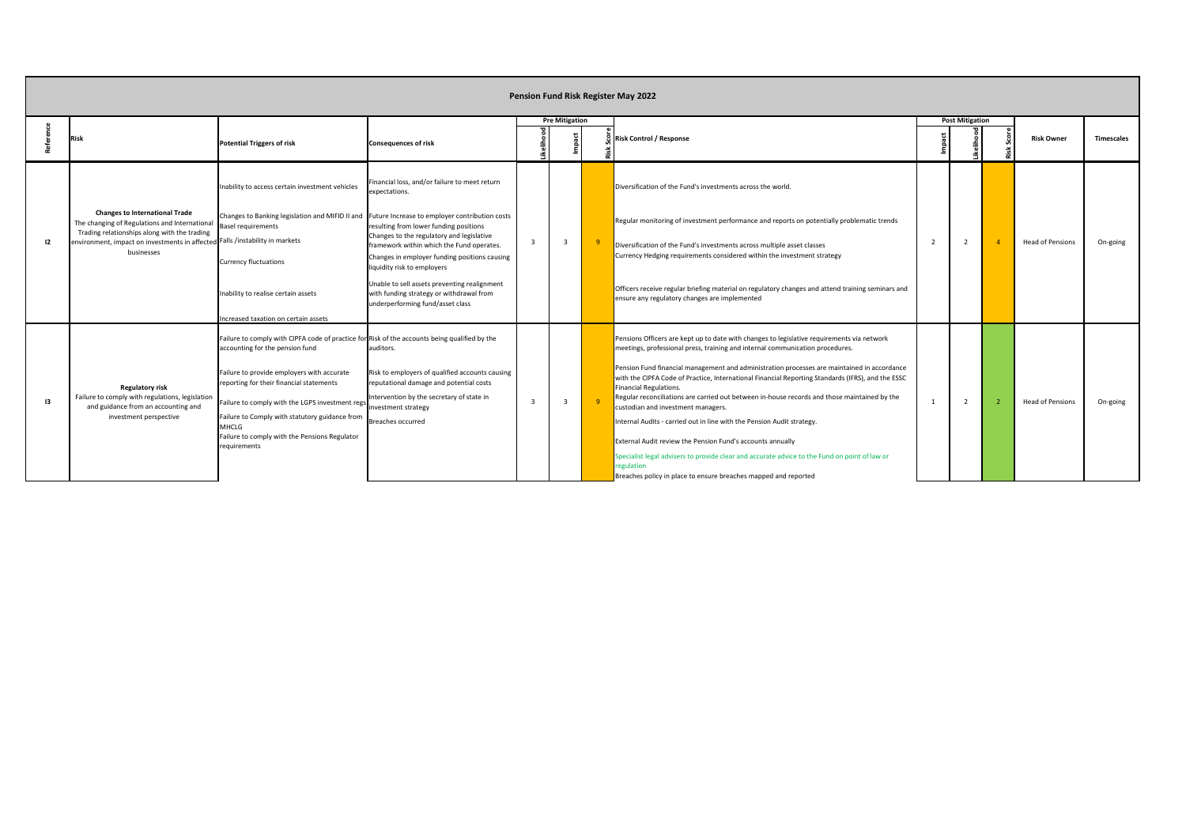# Pension Fund Risk Register May 2022

| Reference | Risk | Potential Triggers of risk | Consequences of risk | Pre Mitigation | | | Risk Control / Response | Post Mitigation | | | Risk Owner | Timescales |
|---|---|---|---|---|---|---|---|---|---|---|---|---|
| | | | | Likelihood | Impact | Risk Score | | Impact | Likelihood | Risk Score | | |
| I2 | **Changes to International Trade** The changing of Regulations and International Trading relationships along with the trading environment, impact on investments in affected businesses | Inability to access certain investment vehicles<br><br>Changes to Banking legislation and MIFID II and Basel requirements<br>Falls /instability in markets<br><br>Currency fluctuations<br><br>Inability to realise certain assets<br><br>Increased taxation on certain assets | Financial loss, and/or failure to meet return expectations.<br><br>Future Increase to employer contribution costs resulting from lower funding positions<br>Changes to the regulatory and legislative framework within which the Fund operates.<br>Changes in employer funding positions causing liquidity risk to employers<br><br>Unable to sell assets preventing realignment with funding strategy or withdrawal from underperforming fund/asset class | 3 | 3 | 9 | Diversification of the Fund's investments across the world.<br><br>Regular monitoring of investment performance and reports on potentially problematic trends<br><br>Diversification of the Fund's investments across multiple asset classes<br>Currency Hedging requirements considered within the investment strategy<br><br>Officers receive regular briefing material on regulatory changes and attend training seminars and ensure any regulatory changes are implemented | 2 | 2 | 4 | Head of Pensions | On-going |
| I3 | **Regulatory risk** Failure to comply with regulations, legislation and guidance from an accounting and investment perspective | Failure to comply with CIPFA code of practice for accounting for the pension fund<br><br>Failure to provide employers with accurate reporting for their financial statements<br><br>Failure to comply with the LGPS investment regs<br><br>Failure to Comply with statutory guidance from MHCLG<br>Failure to comply with the Pensions Regulator requirements | Risk of the accounts being qualified by the auditors.<br><br>Risk to employers of qualified accounts causing reputational damage and potential costs<br><br>Intervention by the secretary of state in investment strategy<br><br>Breaches occurred | 3 | 3 | 9 | Pensions Officers are kept up to date with changes to legislative requirements via network meetings, professional press, training and internal communication procedures.<br><br>Pension Fund financial management and administration processes are maintained in accordance with the CIPFA Code of Practice, International Financial Reporting Standards (IFRS), and the ESSC Financial Regulations.<br>Regular reconciliations are carried out between in-house records and those maintained by the custodian and investment managers.<br><br>Internal Audits - carried out in line with the Pension Audit strategy.<br><br>External Audit review the Pension Fund's accounts annually<br><br>Specialist legal advisers to provide clear and accurate advice to the Fund on point of law or regulation<br>Breaches policy in place to ensure breaches mapped and reported | 1 | 2 | 2 | Head of Pensions | On-going |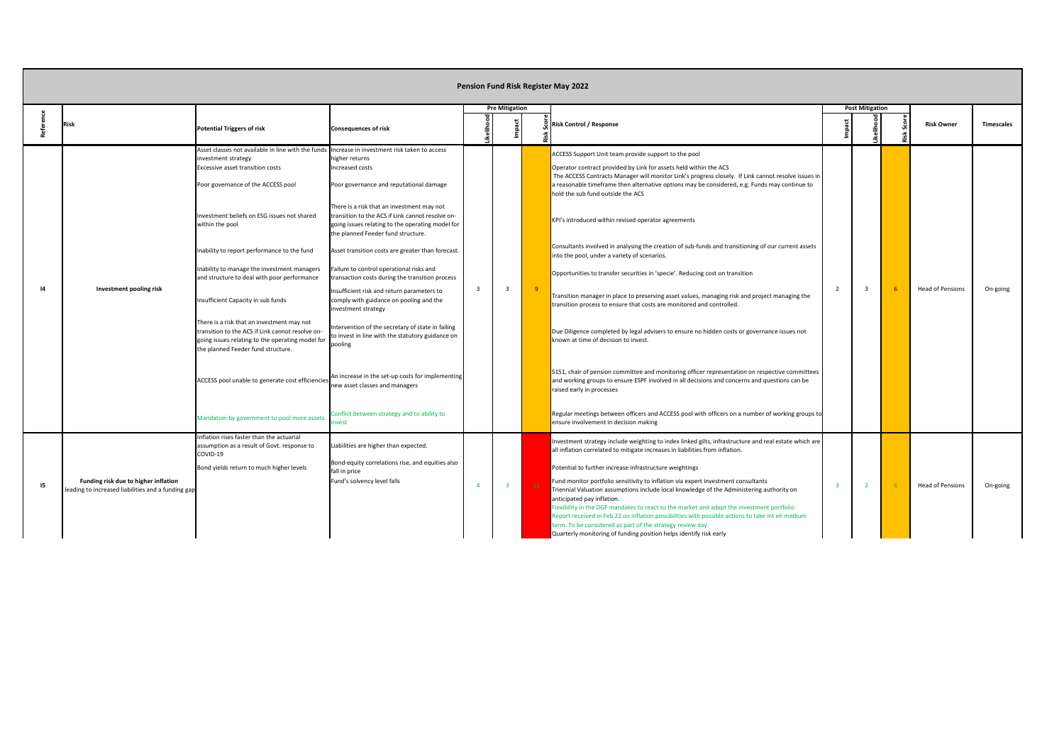# Pension Fund Risk Register May 2022

| Reference | Risk | Potential Triggers of risk | Consequences of risk | Pre Mitigation Likelihood | Pre Mitigation Impact | Pre Mitigation Risk Score | Risk Control / Response | Post Mitigation Impact | Post Mitigation Likelihood | Post Mitigation Risk Score | Risk Owner | Timescales |
|---|---|---|---|---|---|---|---|---|---|---|---|---|
| I4 | Investment pooling risk | Asset classes not available in line with the funds investment strategy<br>Excessive asset transition costs<br>Poor governance of the ACCESS pool<br>Investment beliefs on ESG issues not shared within the pool<br>Inability to report performance to the fund<br>Inability to manage the investment managers and structure to deal with poor performance<br>Insufficient Capacity in sub funds<br>There is a risk that an investment may not transition to the ACS if Link cannot resolve on-going issues relating to the operating model for the planned Feeder fund structure.<br>ACCESS pool unable to generate cost efficiencies<br>Mandation by government to pool more assets | Increase in investment risk taken to access higher returns<br>Increased costs<br>Poor governance and reputational damage<br>There is a risk that an investment may not transition to the ACS if Link cannot resolve on-going issues relating to the operating model for the planned Feeder fund structure.<br>Asset transition costs are greater than forecast.<br>Failure to control operational risks and transaction costs during the transition process<br>Insufficient risk and return parameters to comply with guidance on pooling and the investment strategy<br>Intervention of the secretary of state in failing to invest in line with the statutory guidance on pooling<br>An increase in the set-up costs for implementing new asset classes and managers<br>Conflict between strategy and to ability to invest | 3 | 3 | 9 | ACCESS Support Unit team provide support to the pool<br>Operator contract provided by Link for assets held within the ACS<br>The ACCESS Contracts Manager will monitor Link's progress closely. If Link cannot resolve issues in a reasonable timeframe then alternative options may be considered, e.g. Funds may continue to hold the sub fund outside the ACS<br>KPI's introduced within revised operator agreements<br>Consultants involved in analysing the creation of sub-funds and transitioning of our current assets into the pool, under a variety of scenarios.<br>Opportunities to transfer securities in 'specie'. Reducing cost on transition<br>Transition manager in place to preserving asset values, managing risk and project managing the transition process to ensure that costs are monitored and controlled.<br>Due Diligence completed by legal advisers to ensure no hidden costs or governance issues not known at time of decision to invest.<br>S151, chair of pension committee and monitoring officer representation on respective committees and working groups to ensure ESPF involved in all decisions and concerns and questions can be raised early in processes<br>Regular meetings between officers and ACCESS pool with officers on a number of working groups to ensure involvement in decision making | 2 | 3 | 6 | Head of Pensions | On-going |
| I5 | Funding risk due to higher inflation leading to increased liabilities and a funding gap | Inflation rises faster than the actuarial assumption as a result of Govt. response to COVID-19<br>Bond yields return to much higher levels | Liabilities are higher than expected.<br>Bond-equity correlations rise, and equities also fall in price<br>Fund's solvency level falls | 4 | 3 | 12 | Investment strategy include weighting to index linked gilts, infrastructure and real estate which are all inflation correlated to mitigate increases in liabilities from inflation.<br>Potential to further increase infrastructure weightings<br>Fund monitor portfolio sensitivity to inflation via expert investment consultants<br>Triennial Valuation assumptions include local knowledge of the Administering authority on anticipated pay inflation.<br>Flexibility in the DGF mandates to react to the market and adapt the investment portfolio<br>Report received in Feb 22 on inflation possibilities with possible actions to take int eh medium term. To be considered as part of the strategy review day.<br>Quarterly monitoring of funding position helps identify risk early | 3 | 2 | 6 | Head of Pensions | On-going |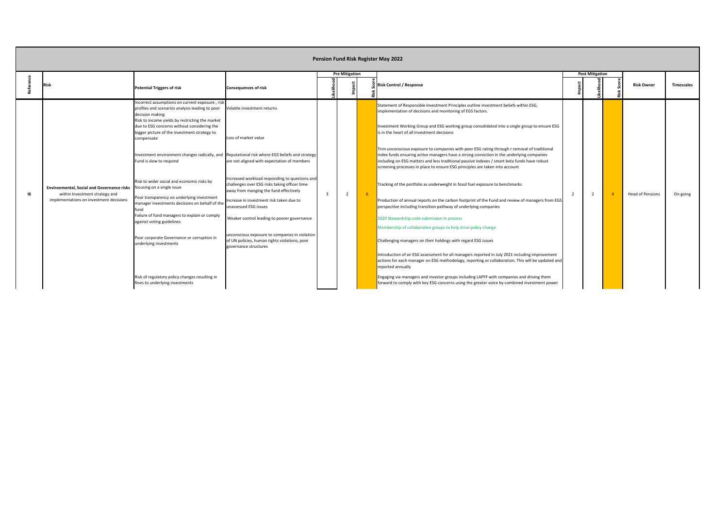# Pension Fund Risk Register May 2022

| Reference | Risk | Potential Triggers of risk | Consequences of risk | Pre Mitigation Likelihood | Pre Mitigation Impact | Pre Mitigation Risk Score | Risk Control / Response | Post Mitigation Impact | Post Mitigation Likelihood | Post Mitigation Risk Score | Risk Owner | Timescales |
|---|---|---|---|---|---|---|---|---|---|---|---|---|
| I6 | **Environmental, Social and Governance risks** within Investment strategy and implementations on investment decisions | Incorrect assumptions on current exposure , risk profiles and scenarios analysis leading to poor decision making<br>Risk to income yields by restricting the market due to ESG concerns without considering the bigger picture of the investment strategy to compensate<br>Investment environment changes radically, and Fund is slow to respond<br>Risk to wider social and economic risks by focusing on a single issue<br>Poor transparency on underlying investment manager investments decisions on behalf of the fund<br>Failure of fund managers to explain or comply against voting guidelines<br>Poor corporate Governance or corruption in underlying investments<br>Risk of regulatory policy changes resulting in fines to underlying investments | Volatile investment returns<br>Loss of market value<br>Reputational risk where EGS beliefs and strategy are not aligned with expectation of members<br>Increased workload responding to questions and challenges over ESG risks taking officer time away from manging the fund effectively<br>Increase in investment risk taken due to unassessed ESG issues<br>Weaker control leading to poorer governance<br>unconscious exposure to companies in violation of UN policies, human rights violations, poor governance structures | 3 | 2 | 6 | Statement of Responsible Investment Principles outline investment beliefs within ESG, implementation of decisions and monitoring of EGS factors.<br>Investment Working Group and ESG working group consolidated into a single group to ensure ESG is in the heart of all investment decisions<br>Trim unconscious exposure to companies with poor ESG rating through r removal of traditional index funds ensuring active managers have a strong conviction in the underlying companies including on ESG matters and less traditional passive indexes / smart beta funds have robust screening processes in place to ensure ESG principles are taken into account<br>Tracking of the portfolio as underweight in fossil fuel exposure to benchmarks<br>Production of annual reports on the carbon footprint of the Fund and review of managers from EGS perspective including transition pathway of underlying companies<br>2020 Stewardship code submission in process<br>Membership of collaborative groups to help drive policy change<br>Challenging managers on their holdings with regard ESG issues<br>Introduction of an ESG assessment for all managers reported in July 2021 including improvement actions for each manager on ESG methodology, reporting or collaboration. This will be updated and reported annually<br>Engaging via managers and investor groups including LAPFF with companies and driving them forward to comply with key ESG concerns using the greater voice by combined investment power | 2 | 2 | 4 | Head of Pensions | On-going |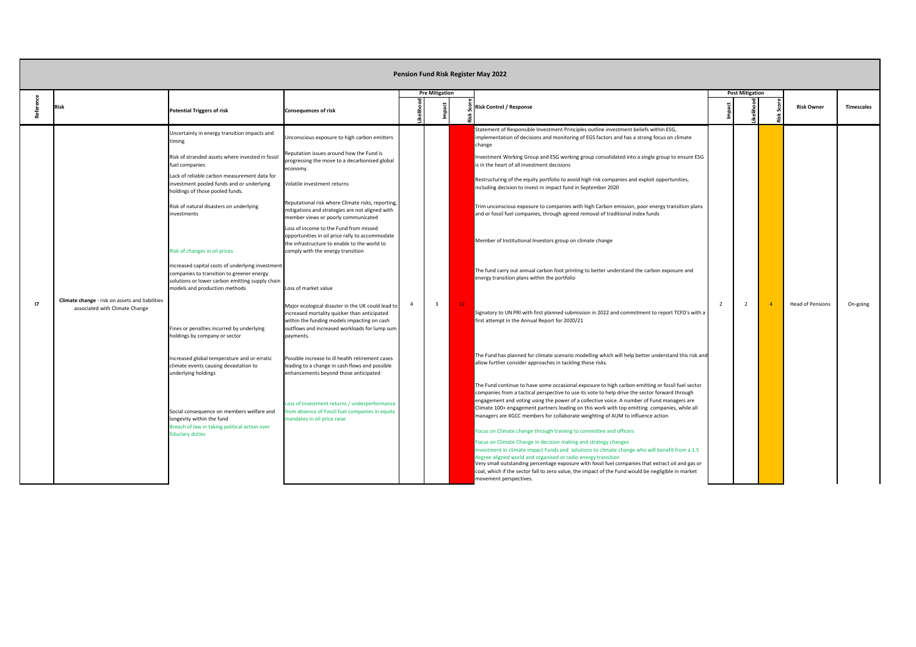# Pension Fund Risk Register May 2022

| Reference | Risk | Potential Triggers of risk | Consequences of risk | Pre Mitigation Likelihood | Pre Mitigation Impact | Pre Mitigation Risk Score | Risk Control / Response | Post Mitigation Impact | Post Mitigation Likelihood | Post Mitigation Risk Score | Risk Owner | Timescales |
|---|---|---|---|---|---|---|---|---|---|---|---|---|
| I7 | **Climate change** - risk on assets and liabilities associated with Climate Change | Uncertainty in energy transition impacts and timing<br><br>Risk of stranded assets where invested in fossil fuel companies<br><br>Lack of reliable carbon measurement data for investment pooled funds and or underlying holdings of those pooled funds.<br><br>Risk of natural disasters on underlying investments<br><br>Risk of changes in oil prices<br><br>Increased capital costs of underlying investment companies to transition to greener energy solutions or lower carbon emitting supply chain models and production methods<br><br>Fines or penalties incurred by underlying holdings by company or sector<br><br>Increased global temperature and or erratic climate events causing devastation to underlying holdings<br><br>Social consequence on members welfare and longevity within the fund<br><br>Breach of law in taking political action over fiduciary duties | Unconscious exposure to high carbon emitters<br><br>Reputation issues around how the Fund is progressing the move to a decarbonised global economy.<br><br>Volatile investment returns<br><br>Reputational risk where Climate risks, reporting, mitigations and strategies are not aligned with member views or poorly communicated<br><br>Loss of income to the Fund from missed opportunities in oil price rally to accommodate the infrastructure to enable to the world to comply with the energy transition<br><br>Loss of market value<br><br>Major ecological disaster in the UK could lead to increased mortality quicker than anticipated within the funding models impacting on cash outflows and increased workloads for lump sum payments.<br><br>Possible increase to ill health retirement cases leading to a change in cash flows and possible enhancements beyond those anticipated<br><br>Loss of investment returns / underperformance from absence of Fossil fuel companies in equity mandates in oil price raise | 4 | 3 | 12 | Statement of Responsible Investment Principles outline investment beliefs within ESG, implementation of decisions and monitoring of EGS factors and has a strong focus on climate change<br><br>Investment Working Group and ESG working group consolidated into a single group to ensure ESG is in the heart of all investment decisions<br><br>Restructuring of the equity portfolio to avoid high risk companies and exploit opportunities, including decision to invest in impact fund in September 2020<br><br>Trim unconscious exposure to companies with high Carbon emission, poor energy transition plans and or fossil fuel companies, through agreed removal of traditional index funds<br><br>Member of Institutional Investors group on climate change<br><br>The fund carry out annual carbon foot printing to better understand the carbon exposure and energy transition plans within the portfolio<br><br>Signatory to UN PRI with first planned submission in 2022 and commitment to report TCFD's with a first attempt in the Annual Report for 2020/21<br><br>The Fund has planned for climate scenario modelling which will help better understand this risk and allow further consider approaches in tackling these risks.<br><br>The Fund continue to have some occasional exposure to high carbon emitting or fossil fuel sector companies from a tactical perspective to use its vote to help drive the sector forward through engagement and voting using the power of a collective voice. A number of Fund managers are Climate 100+ engagement partners leading on this work with top emitting companies, while all managers are IIGCC members for collaborate weighting of AUM to influence action<br><br>Focus on Climate change through training to committee and officers<br><br>Focus on Climate Change in decision making and strategy changes<br>Investment in climate impact Funds and solutions to climate change who will benefit from a 1.5 degree aligned world and organised or radio energy transition<br>Very small outstanding percentage exposure with fossil fuel companies that extract oil and gas or coal, which if the sector fall to zero value, the impact of the Fund would be negligible in market movement perspectives. | 2 | 2 | 4 | Head of Pensions | On-going |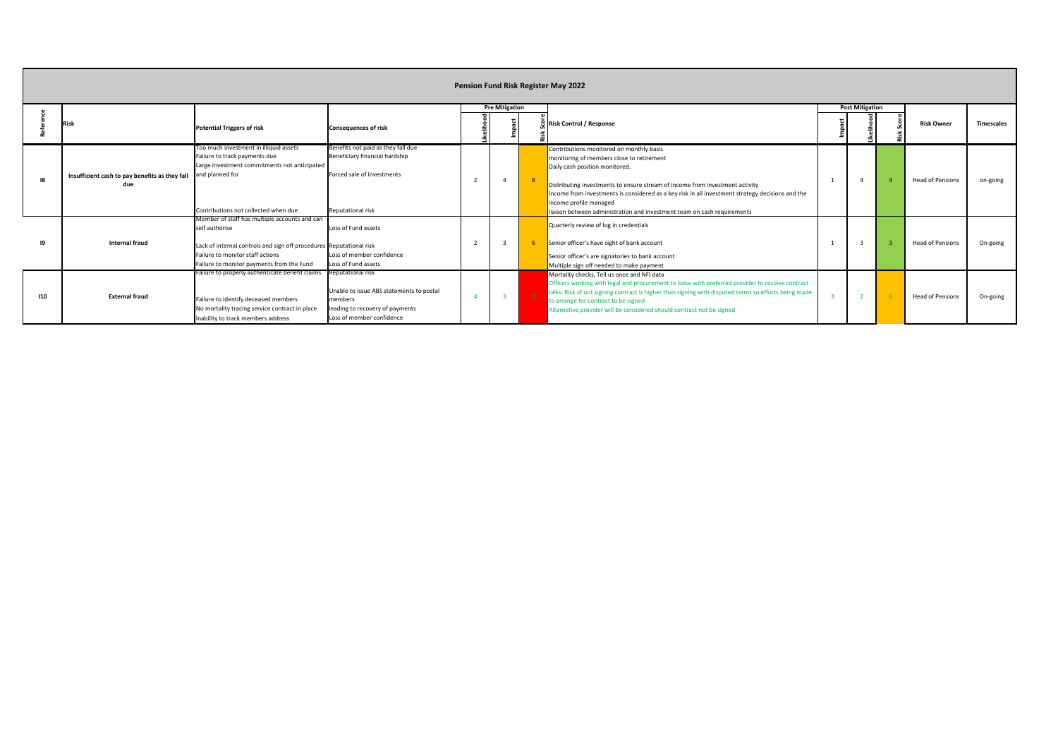# Pension Fund Risk Register May 2022

| Reference | Risk | Potential Triggers of risk | Consequences of risk | Pre Mitigation Likelihood | Pre Mitigation Impact | Pre Mitigation Risk Score | Risk Control / Response | Post Mitigation Impact | Post Mitigation Likelihood | Post Mitigation Risk Score | Risk Owner | Timescales |
|---|---|---|---|---|---|---|---|---|---|---|---|---|
| I8 | Insufficient cash to pay benefits as they fall due | Too much investment in illiquid assets<br>Failure to track payments due<br>Large investment commitments not anticipated and planned for<br>Contributions not collected when due | Benefits not paid as they fall due<br>Beneficiary financial hardship<br>Forced sale of investments<br>Reputational risk | 2 | 4 | 8 | Contributions monitored on monthly basis<br>monitoring of members close to retirement<br>Daily cash position monitored.<br>Distributing investments to ensure stream of income from investment activity<br>Income from investments is considered as a key risk in all investment strategy decisions and the income profile managed<br>liaison between administration and investment team on cash requirements | 1 | 4 | 4 | Head of Pensions | on-going |
| I9 | Internal fraud | Member of staff has multiple accounts and can self authorise<br>Lack of internal controls and sign off procedures<br>Failure to monitor staff actions<br>Failure to monitor payments from the Fund | Loss of Fund assets<br>Reputational risk<br>Loss of member confidence<br>Loss of Fund assets | 2 | 3 | 6 | Quarterly review of log in credentials<br>Senior officer's have sight of bank account<br>Senior officer's are signatories to bank account<br>Multiple sign off needed to make payment | 1 | 3 | 3 | Head of Pensions | On-going |
| I10 | External fraud | Failure to properly authenticate benefit claims<br>Failure to identify deceased members<br>No mortality tracing service contract in place<br>Inability to track members address | Reputational risk<br>Unable to issue ABS statements to postal members<br>leading to recovery of payments<br>Loss of member confidence | 4 | 3 | 12 | Mortality checks, Tell us once and NFI data<br>Officers working with legal and procurement to liaise with preferred provider to resolve contract talks. Risk of not signing contract is higher than signing with disputed terms so efforts being made to arrange for contract to be signed<br>Alternative provider will be considered should contract not be signed | 3 | 2 | 6 | Head of Pensions | On-going |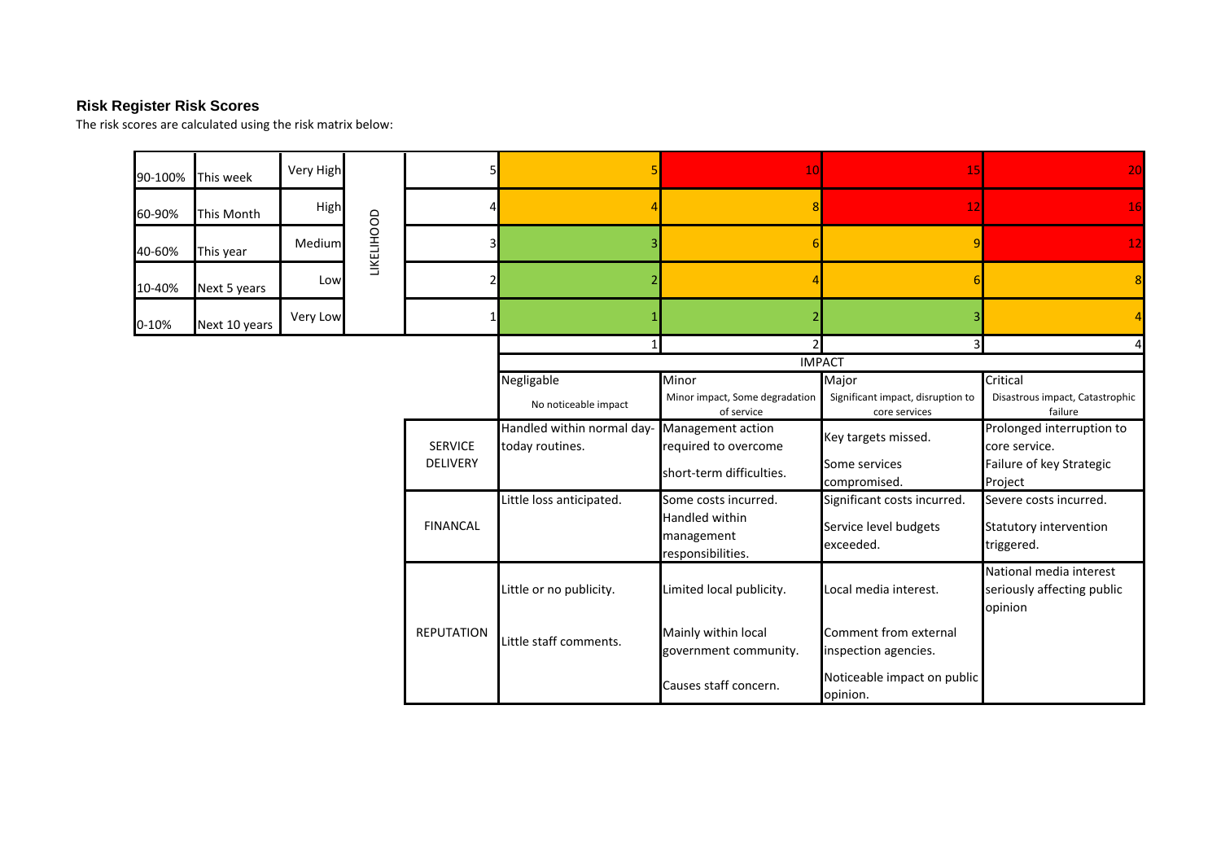### Risk Register Risk Scores

The risk scores are calculated using the risk matrix below:

| | | | | | | | | |
|---|---|---|---|---|---|---|---|---|
| 90-100% | This week | Very High | LIKELIHOOD | 5 | 5 | 10 | 15 | 20 |
| 60-90% | This Month | High | | 4 | 4 | 8 | 12 | 16 |
| 40-60% | This year | Medium | | 3 | 3 | 6 | 9 | 12 |
| 10-40% | Next 5 years | Low | | 2 | 2 | 4 | 6 | 8 |
| 0-10% | Next 10 years | Very Low | | 1 | 1 | 2 | 3 | 4 |
| | | | | | 1 | 2 | 3 | 4 |
| | | | | | IMPACT | | | |
| | | | | | Negligable<br>No noticeable impact | Minor<br>Minor impact, Some degradation of service | Major<br>Significant impact, disruption to core services | Critical<br>Disastrous impact, Catastrophic failure |
| | | | | SERVICE DELIVERY | Handled within normal day-today routines. | Management action required to overcome short-term difficulties. | Key targets missed.<br>Some services compromised. | Prolonged interruption to core service.<br>Failure of key Strategic Project |
| | | | | FINANCAL | Little loss anticipated. | Some costs incurred. Handled within management responsibilities. | Significant costs incurred.<br>Service level budgets exceeded. | Severe costs incurred.<br>Statutory intervention triggered. |
| | | | | REPUTATION | Little or no publicity.<br>Little staff comments. | Limited local publicity.<br>Mainly within local government community.<br>Causes staff concern. | Local media interest.<br>Comment from external inspection agencies.<br>Noticeable impact on public opinion. | National media interest seriously affecting public opinion |